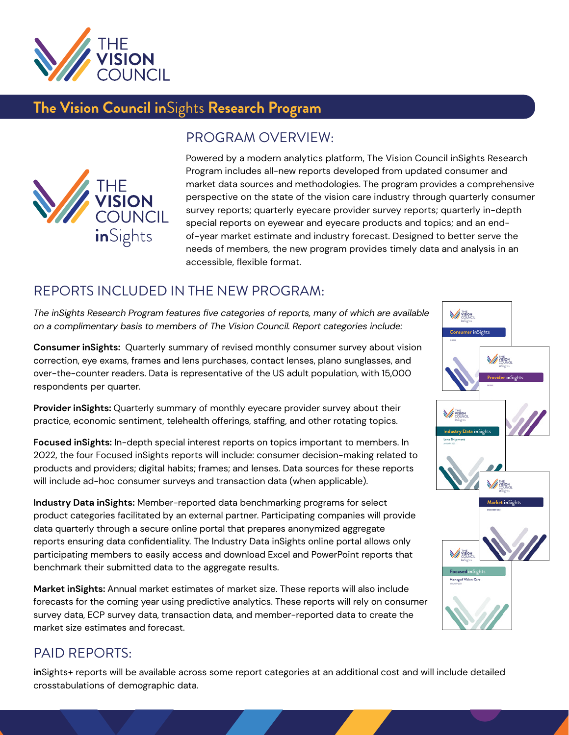# The Vision Council inSights Research Program

## PROGRAM OVERVIEW:

Powered by a modern analytics platform, The Vision Council inSights Research Program includes all-new reports developed from updated consumer and market data sources and methodologies. The program provides a comprehensive perspective on the state of the vision care industry through quarterly consumer survey reports; quarterly eyecare provider survey reports; quarterly in-depth special reports on eyewear and eyecare products and topics; and an end-of-year market estimate and industry forecast. Designed to better serve the needs of members, the new program provides timely data and analysis in an accessible, flexible format.

## REPORTS INCLUDED IN THE NEW PROGRAM:

*The inSights Research Program features five categories of reports, many of which are available on a complimentary basis to members of The Vision Council. Report categories include:*

**Consumer inSights:** Quarterly summary of revised monthly consumer survey about vision correction, eye exams, frames and lens purchases, contact lenses, plano sunglasses, and over-the-counter readers. Data is representative of the US adult population, with 15,000 respondents per quarter.

**Provider inSights:** Quarterly summary of monthly eyecare provider survey about their practice, economic sentiment, telehealth offerings, staffing, and other rotating topics.

**Focused inSights:** In-depth special interest reports on topics important to members. In 2022, the four Focused inSights reports will include: consumer decision-making related to products and providers; digital habits; frames; and lenses. Data sources for these reports will include ad-hoc consumer surveys and transaction data (when applicable).

**Industry Data inSights:** Member-reported data benchmarking programs for select product categories facilitated by an external partner. Participating companies will provide data quarterly through a secure online portal that prepares anonymized aggregate reports ensuring data confidentiality. The Industry Data inSights online portal allows only participating members to easily access and download Excel and PowerPoint reports that benchmark their submitted data to the aggregate results.

**Market inSights:** Annual market estimates of market size. These reports will also include forecasts for the coming year using predictive analytics. These reports will rely on consumer survey data, ECP survey data, transaction data, and member-reported data to create the market size estimates and forecast.

## PAID REPORTS:

**in**Sights+ reports will be available across some report categories at an additional cost and will include detailed crosstabulations of demographic data.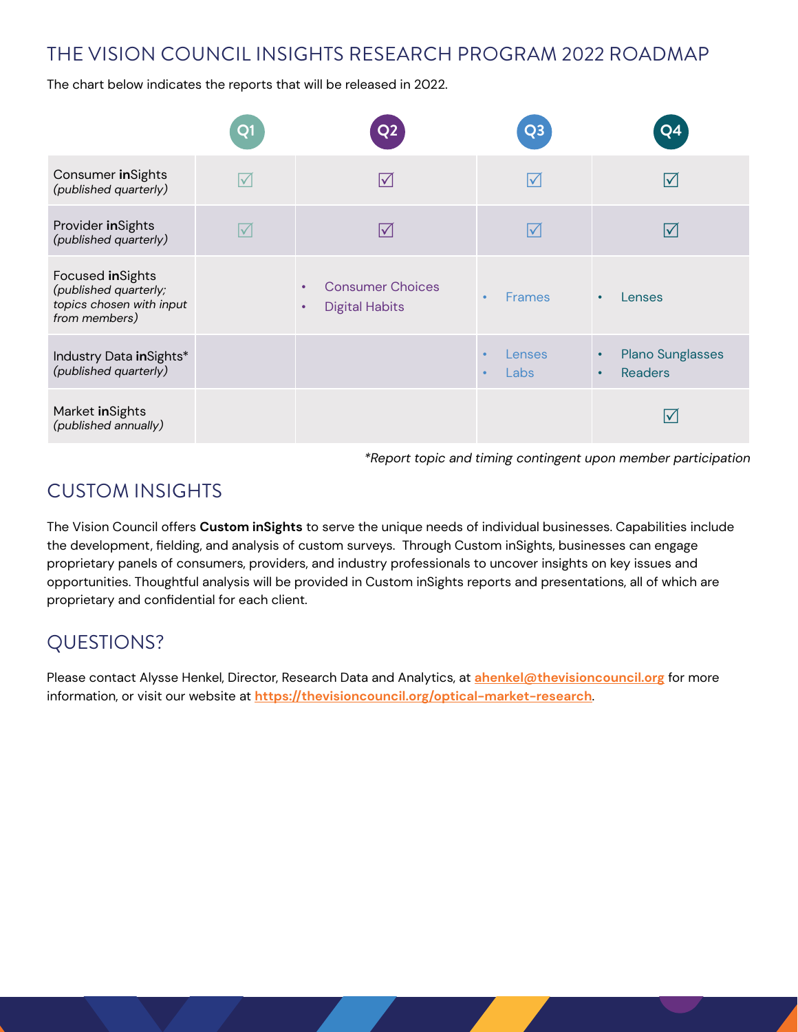## THE VISION COUNCIL INSIGHTS RESEARCH PROGRAM 2022 ROADMAP

The chart below indicates the reports that will be released in 2022.

| | Q1 | Q2 | Q3 | Q4 |
|---|---|---|---|---|
| Consumer **in**Sights *(published quarterly)* | ☑ | ☑ | ☑ | ☑ |
| Provider **in**Sights *(published quarterly)* | ☑ | ☑ | ☑ | ☑ |
| Focused **in**Sights *(published quarterly; topics chosen with input from members)* | | • Consumer Choices<br>• Digital Habits | • Frames | • Lenses |
| Industry Data **in**Sights* *(published quarterly)* | | | • Lenses<br>• Labs | • Plano Sunglasses<br>• Readers |
| Market **in**Sights *(published annually)* | | | | ☑ |

*\*Report topic and timing contingent upon member participation*

## CUSTOM INSIGHTS

The Vision Council offers **Custom inSights** to serve the unique needs of individual businesses. Capabilities include the development, fielding, and analysis of custom surveys. Through Custom inSights, businesses can engage proprietary panels of consumers, providers, and industry professionals to uncover insights on key issues and opportunities. Thoughtful analysis will be provided in Custom inSights reports and presentations, all of which are proprietary and confidential for each client.

## QUESTIONS?

Please contact Alysse Henkel, Director, Research Data and Analytics, at **ahenkel@thevisioncouncil.org** for more information, or visit our website at **https://thevisioncouncil.org/optical-market-research**.